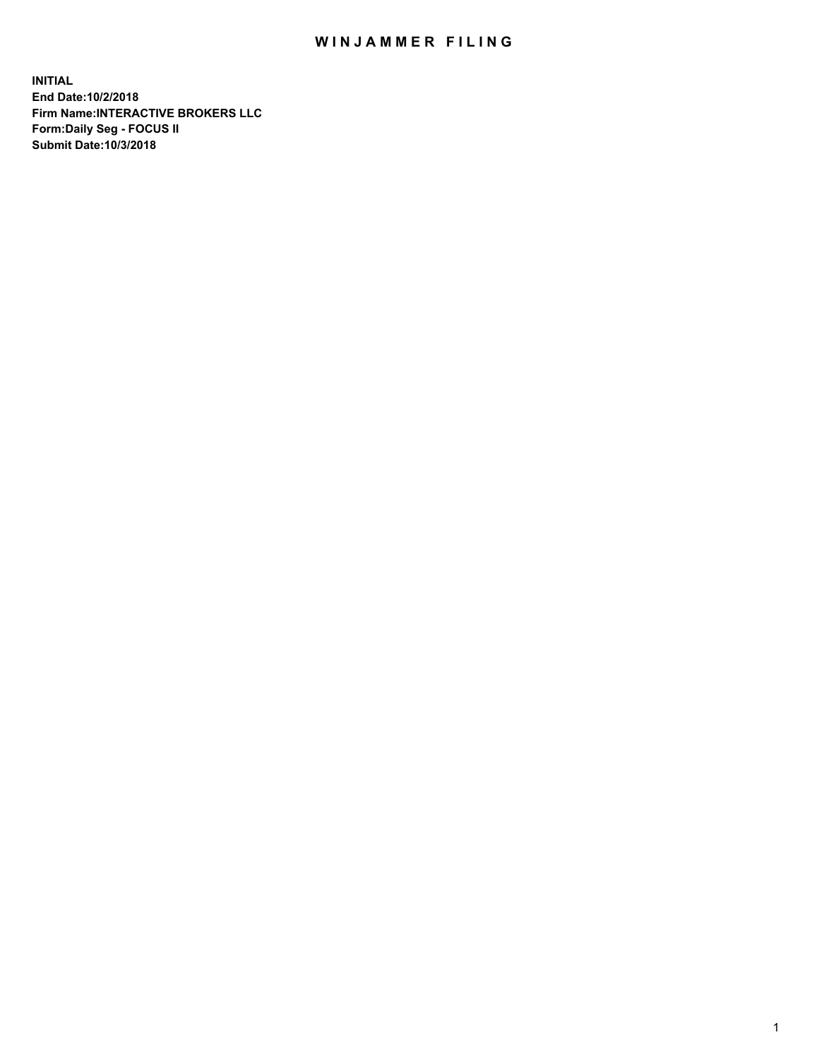# WINJAMMER FILING

**INITIAL**
**End Date:10/2/2018**
**Firm Name:INTERACTIVE BROKERS LLC**
**Form:Daily Seg - FOCUS II**
**Submit Date:10/3/2018**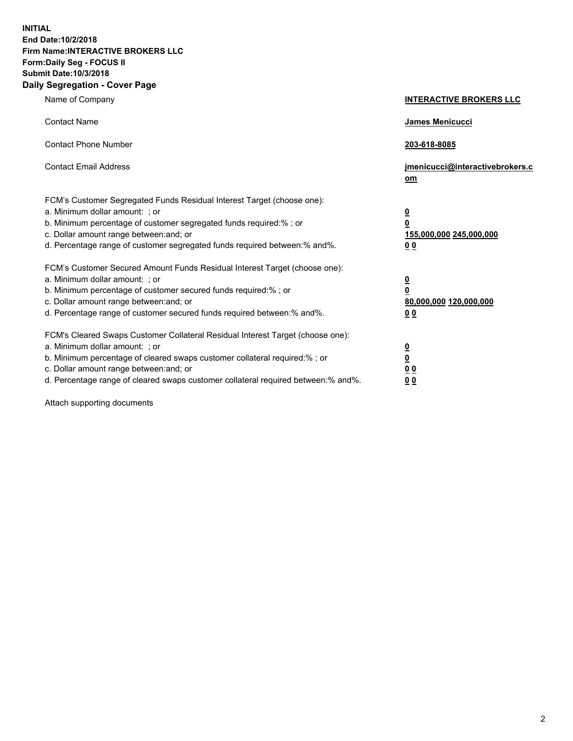**INITIAL**
**End Date:10/2/2018**
**Firm Name:INTERACTIVE BROKERS LLC**
**Form:Daily Seg - FOCUS II**
**Submit Date:10/3/2018**
**Daily Segregation - Cover Page**

| | |
|---|---|
| Name of Company | **INTERACTIVE BROKERS LLC** |
| Contact Name | **James Menicucci** |
| Contact Phone Number | **203-618-8085** |
| Contact Email Address | **jmenicucci@interactivebrokers.com** |
| FCM's Customer Segregated Funds Residual Interest Target (choose one): | |
| a. Minimum dollar amount: ; or | **0** |
| b. Minimum percentage of customer segregated funds required:% ; or | **0** |
| c. Dollar amount range between:and; or | **155,000,000 245,000,000** |
| d. Percentage range of customer segregated funds required between:% and%. | **0 0** |
| FCM's Customer Secured Amount Funds Residual Interest Target (choose one): | |
| a. Minimum dollar amount: ; or | **0** |
| b. Minimum percentage of customer secured funds required:% ; or | **0** |
| c. Dollar amount range between:and; or | **80,000,000 120,000,000** |
| d. Percentage range of customer secured funds required between:% and%. | **0 0** |
| FCM's Cleared Swaps Customer Collateral Residual Interest Target (choose one): | |
| a. Minimum dollar amount: ; or | **0** |
| b. Minimum percentage of cleared swaps customer collateral required:% ; or | **0** |
| c. Dollar amount range between:and; or | **0 0** |
| d. Percentage range of cleared swaps customer collateral required between:% and%. | **0 0** |

Attach supporting documents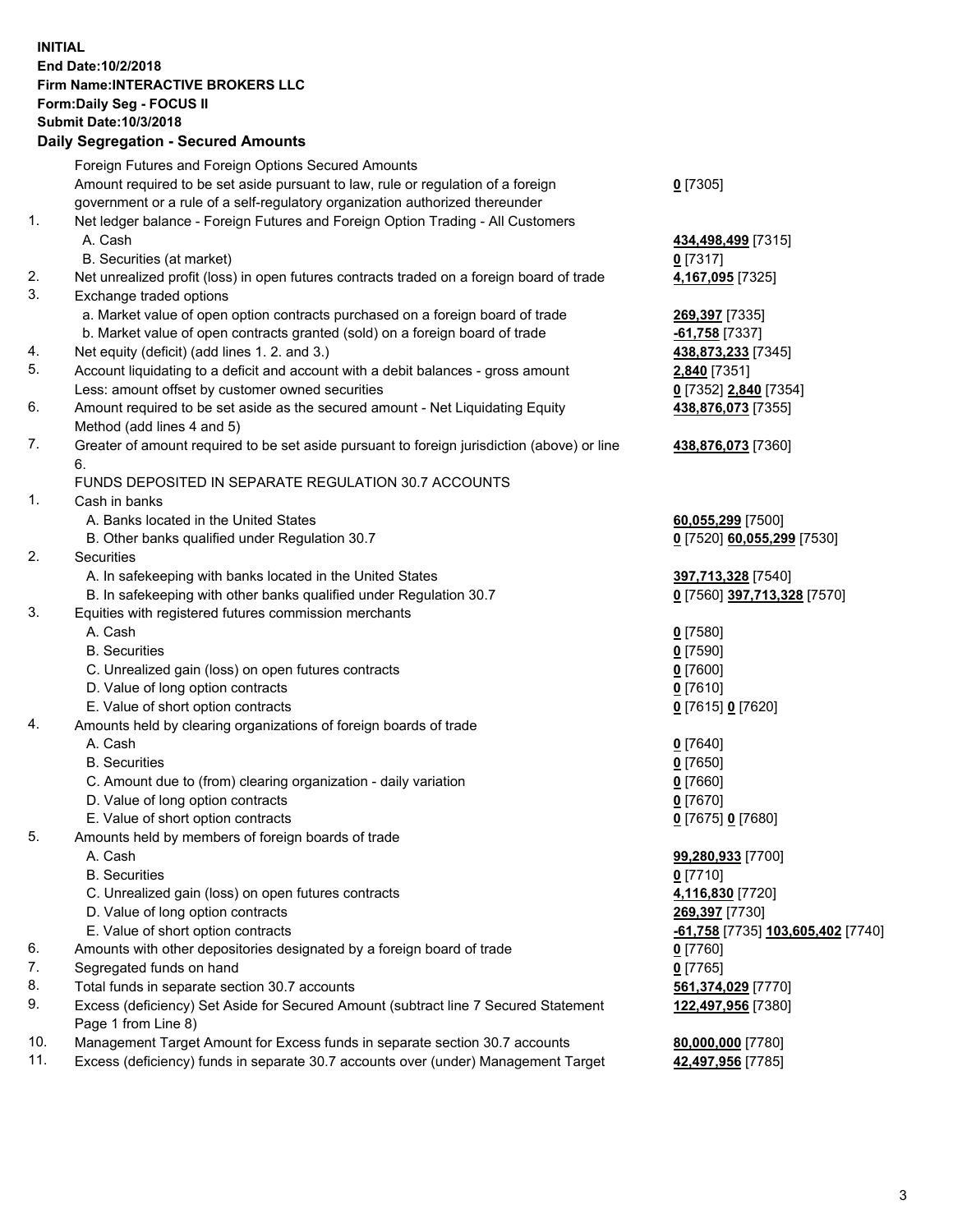**INITIAL**
**End Date:10/2/2018**
**Firm Name:INTERACTIVE BROKERS LLC**
**Form:Daily Seg - FOCUS II**
**Submit Date:10/3/2018**
**Daily Segregation - Secured Amounts**

| | | |
|---|---|---|
| | Foreign Futures and Foreign Options Secured Amounts | |
| | Amount required to be set aside pursuant to law, rule or regulation of a foreign government or a rule of a self-regulatory organization authorized thereunder | **0** [7305] |
| 1. | Net ledger balance - Foreign Futures and Foreign Option Trading - All Customers | |
| | A. Cash | **434,498,499** [7315] |
| | B. Securities (at market) | **0** [7317] |
| 2. | Net unrealized profit (loss) in open futures contracts traded on a foreign board of trade | **4,167,095** [7325] |
| 3. | Exchange traded options | |
| | a. Market value of open option contracts purchased on a foreign board of trade | **269,397** [7335] |
| | b. Market value of open contracts granted (sold) on a foreign board of trade | **-61,758** [7337] |
| 4. | Net equity (deficit) (add lines 1. 2. and 3.) | **438,873,233** [7345] |
| 5. | Account liquidating to a deficit and account with a debit balances - gross amount | **2,840** [7351] |
| | Less: amount offset by customer owned securities | **0** [7352] **2,840** [7354] |
| 6. | Amount required to be set aside as the secured amount - Net Liquidating Equity Method (add lines 4 and 5) | **438,876,073** [7355] |
| 7. | Greater of amount required to be set aside pursuant to foreign jurisdiction (above) or line 6. | **438,876,073** [7360] |
| | FUNDS DEPOSITED IN SEPARATE REGULATION 30.7 ACCOUNTS | |
| 1. | Cash in banks | |
| | A. Banks located in the United States | **60,055,299** [7500] |
| | B. Other banks qualified under Regulation 30.7 | **0** [7520] **60,055,299** [7530] |
| 2. | Securities | |
| | A. In safekeeping with banks located in the United States | **397,713,328** [7540] |
| | B. In safekeeping with other banks qualified under Regulation 30.7 | **0** [7560] **397,713,328** [7570] |
| 3. | Equities with registered futures commission merchants | |
| | A. Cash | **0** [7580] |
| | B. Securities | **0** [7590] |
| | C. Unrealized gain (loss) on open futures contracts | **0** [7600] |
| | D. Value of long option contracts | **0** [7610] |
| | E. Value of short option contracts | **0** [7615] **0** [7620] |
| 4. | Amounts held by clearing organizations of foreign boards of trade | |
| | A. Cash | **0** [7640] |
| | B. Securities | **0** [7650] |
| | C. Amount due to (from) clearing organization - daily variation | **0** [7660] |
| | D. Value of long option contracts | **0** [7670] |
| | E. Value of short option contracts | **0** [7675] **0** [7680] |
| 5. | Amounts held by members of foreign boards of trade | |
| | A. Cash | **99,280,933** [7700] |
| | B. Securities | **0** [7710] |
| | C. Unrealized gain (loss) on open futures contracts | **4,116,830** [7720] |
| | D. Value of long option contracts | **269,397** [7730] |
| | E. Value of short option contracts | **-61,758** [7735] **103,605,402** [7740] |
| 6. | Amounts with other depositories designated by a foreign board of trade | **0** [7760] |
| 7. | Segregated funds on hand | **0** [7765] |
| 8. | Total funds in separate section 30.7 accounts | **561,374,029** [7770] |
| 9. | Excess (deficiency) Set Aside for Secured Amount (subtract line 7 Secured Statement Page 1 from Line 8) | **122,497,956** [7380] |
| 10. | Management Target Amount for Excess funds in separate section 30.7 accounts | **80,000,000** [7780] |
| 11. | Excess (deficiency) funds in separate 30.7 accounts over (under) Management Target | **42,497,956** [7785] |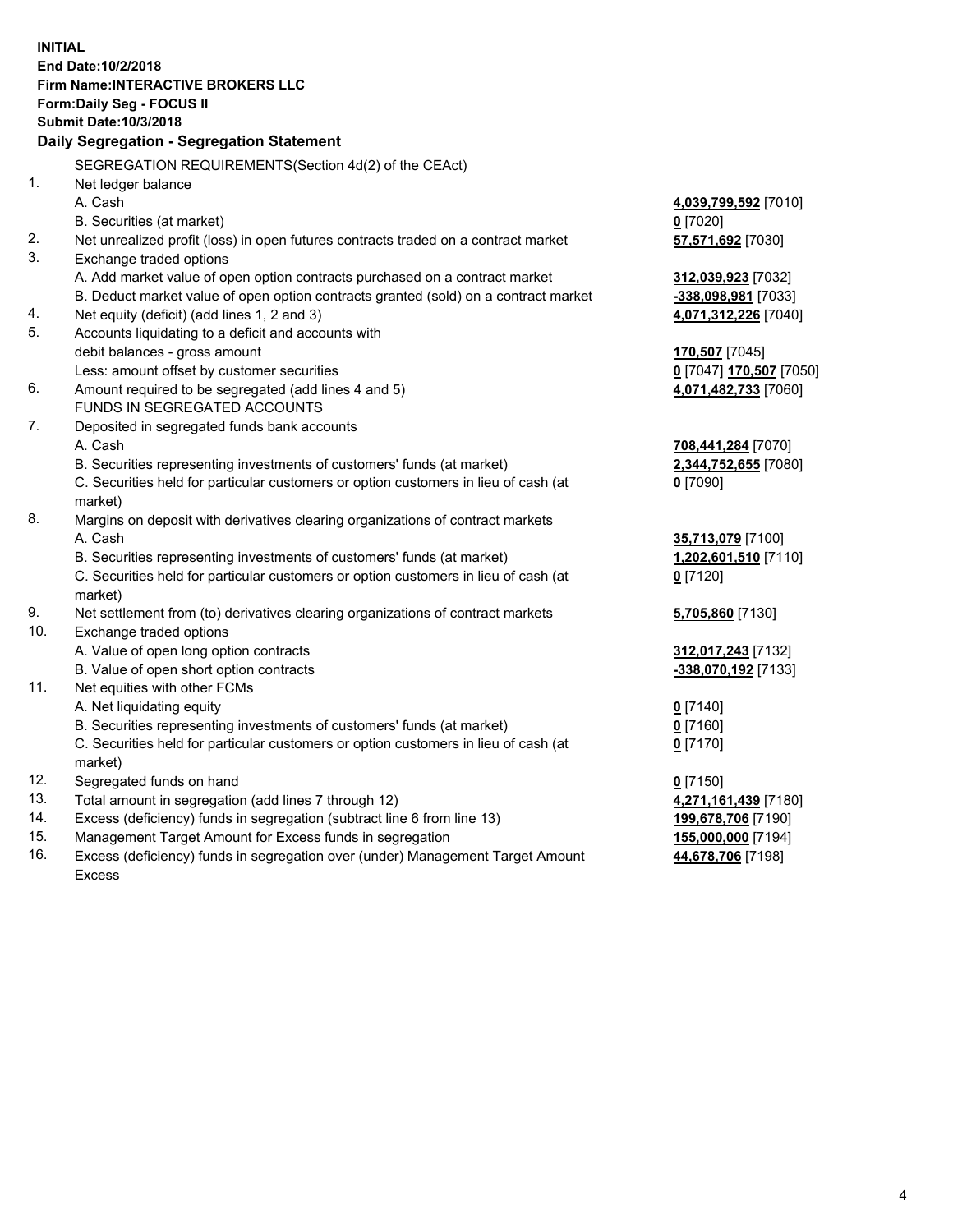**INITIAL**
**End Date:10/2/2018**
**Firm Name:INTERACTIVE BROKERS LLC**
**Form:Daily Seg - FOCUS II**
**Submit Date:10/3/2018**

## Daily Segregation - Segregation Statement

SEGREGATION REQUIREMENTS(Section 4d(2) of the CEAct)

| | | |
|---|---|---|
| 1. | Net ledger balance | |
| | A. Cash | **4,039,799,592** [7010] |
| | B. Securities (at market) | **0** [7020] |
| 2. | Net unrealized profit (loss) in open futures contracts traded on a contract market | **57,571,692** [7030] |
| 3. | Exchange traded options | |
| | A. Add market value of open option contracts purchased on a contract market | **312,039,923** [7032] |
| | B. Deduct market value of open option contracts granted (sold) on a contract market | **-338,098,981** [7033] |
| 4. | Net equity (deficit) (add lines 1, 2 and 3) | **4,071,312,226** [7040] |
| 5. | Accounts liquidating to a deficit and accounts with debit balances - gross amount | **170,507** [7045] |
| | Less: amount offset by customer securities | **0** [7047] **170,507** [7050] |
| 6. | Amount required to be segregated (add lines 4 and 5) | **4,071,482,733** [7060] |
| | FUNDS IN SEGREGATED ACCOUNTS | |
| 7. | Deposited in segregated funds bank accounts | |
| | A. Cash | **708,441,284** [7070] |
| | B. Securities representing investments of customers' funds (at market) | **2,344,752,655** [7080] |
| | C. Securities held for particular customers or option customers in lieu of cash (at market) | **0** [7090] |
| 8. | Margins on deposit with derivatives clearing organizations of contract markets | |
| | A. Cash | **35,713,079** [7100] |
| | B. Securities representing investments of customers' funds (at market) | **1,202,601,510** [7110] |
| | C. Securities held for particular customers or option customers in lieu of cash (at market) | **0** [7120] |
| 9. | Net settlement from (to) derivatives clearing organizations of contract markets | **5,705,860** [7130] |
| 10. | Exchange traded options | |
| | A. Value of open long option contracts | **312,017,243** [7132] |
| | B. Value of open short option contracts | **-338,070,192** [7133] |
| 11. | Net equities with other FCMs | |
| | A. Net liquidating equity | **0** [7140] |
| | B. Securities representing investments of customers' funds (at market) | **0** [7160] |
| | C. Securities held for particular customers or option customers in lieu of cash (at market) | **0** [7170] |
| 12. | Segregated funds on hand | **0** [7150] |
| 13. | Total amount in segregation (add lines 7 through 12) | **4,271,161,439** [7180] |
| 14. | Excess (deficiency) funds in segregation (subtract line 6 from line 13) | **199,678,706** [7190] |
| 15. | Management Target Amount for Excess funds in segregation | **155,000,000** [7194] |
| 16. | Excess (deficiency) funds in segregation over (under) Management Target Amount Excess | **44,678,706** [7198] |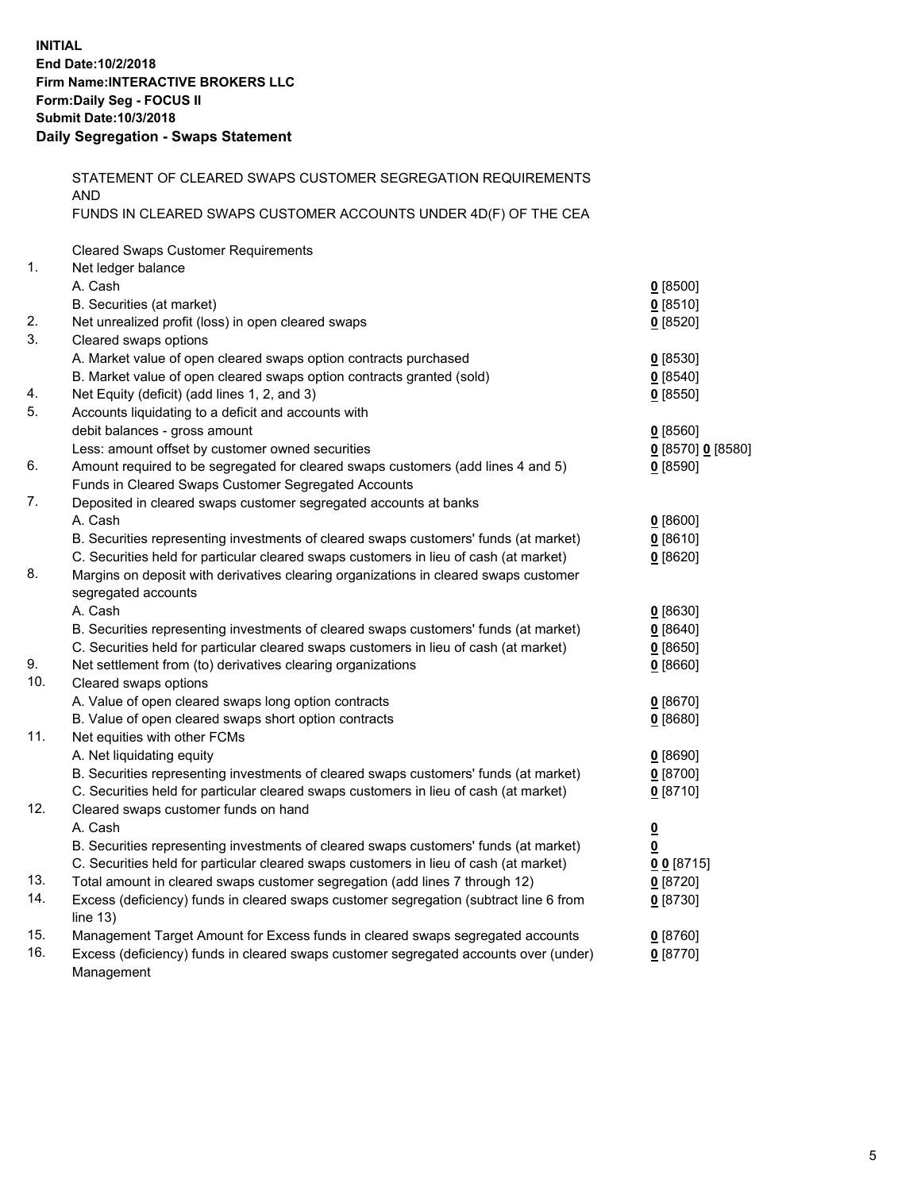**INITIAL**
**End Date:10/2/2018**
**Firm Name:INTERACTIVE BROKERS LLC**
**Form:Daily Seg - FOCUS II**
**Submit Date:10/3/2018**
**Daily Segregation - Swaps Statement**

STATEMENT OF CLEARED SWAPS CUSTOMER SEGREGATION REQUIREMENTS AND FUNDS IN CLEARED SWAPS CUSTOMER ACCOUNTS UNDER 4D(F) OF THE CEA

| | | |
|---|---|---|
| | Cleared Swaps Customer Requirements | |
| 1. | Net ledger balance | |
| | A. Cash | 0 [8500] |
| | B. Securities (at market) | 0 [8510] |
| 2. | Net unrealized profit (loss) in open cleared swaps | 0 [8520] |
| 3. | Cleared swaps options | |
| | A. Market value of open cleared swaps option contracts purchased | 0 [8530] |
| | B. Market value of open cleared swaps option contracts granted (sold) | 0 [8540] |
| 4. | Net Equity (deficit) (add lines 1, 2, and 3) | 0 [8550] |
| 5. | Accounts liquidating to a deficit and accounts with | |
| | debit balances - gross amount | 0 [8560] |
| | Less: amount offset by customer owned securities | 0 [8570] 0 [8580] |
| 6. | Amount required to be segregated for cleared swaps customers (add lines 4 and 5) | 0 [8590] |
| | Funds in Cleared Swaps Customer Segregated Accounts | |
| 7. | Deposited in cleared swaps customer segregated accounts at banks | |
| | A. Cash | 0 [8600] |
| | B. Securities representing investments of cleared swaps customers' funds (at market) | 0 [8610] |
| | C. Securities held for particular cleared swaps customers in lieu of cash (at market) | 0 [8620] |
| 8. | Margins on deposit with derivatives clearing organizations in cleared swaps customer segregated accounts | |
| | A. Cash | 0 [8630] |
| | B. Securities representing investments of cleared swaps customers' funds (at market) | 0 [8640] |
| | C. Securities held for particular cleared swaps customers in lieu of cash (at market) | 0 [8650] |
| 9. | Net settlement from (to) derivatives clearing organizations | 0 [8660] |
| 10. | Cleared swaps options | |
| | A. Value of open cleared swaps long option contracts | 0 [8670] |
| | B. Value of open cleared swaps short option contracts | 0 [8680] |
| 11. | Net equities with other FCMs | |
| | A. Net liquidating equity | 0 [8690] |
| | B. Securities representing investments of cleared swaps customers' funds (at market) | 0 [8700] |
| | C. Securities held for particular cleared swaps customers in lieu of cash (at market) | 0 [8710] |
| 12. | Cleared swaps customer funds on hand | |
| | A. Cash | 0 |
| | B. Securities representing investments of cleared swaps customers' funds (at market) | 0 |
| | C. Securities held for particular cleared swaps customers in lieu of cash (at market) | 0 0 [8715] |
| 13. | Total amount in cleared swaps customer segregation (add lines 7 through 12) | 0 [8720] |
| 14. | Excess (deficiency) funds in cleared swaps customer segregation (subtract line 6 from line 13) | 0 [8730] |
| 15. | Management Target Amount for Excess funds in cleared swaps segregated accounts | 0 [8760] |
| 16. | Excess (deficiency) funds in cleared swaps customer segregated accounts over (under) Management | 0 [8770] |